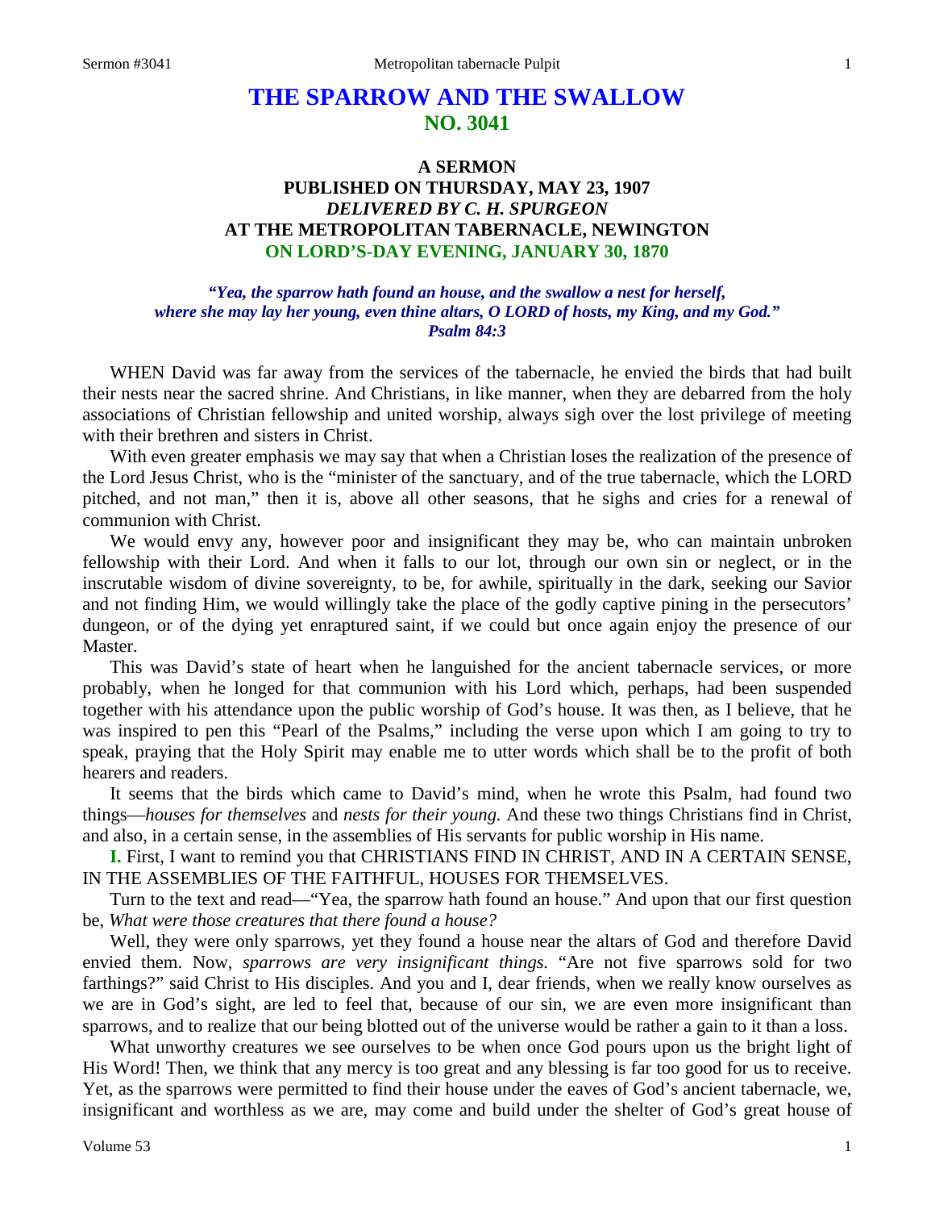# THE SPARROW AND THE SWALLOW
## NO. 3041

### A SERMON
### PUBLISHED ON THURSDAY, MAY 23, 1907
### *DELIVERED BY C. H. SPURGEON*
### AT THE METROPOLITAN TABERNACLE, NEWINGTON
### ON LORD'S-DAY EVENING, JANUARY 30, 1870

*"Yea, the sparrow hath found an house, and the swallow a nest for herself, where she may lay her young, even thine altars, O LORD of hosts, my King, and my God." Psalm 84:3*

WHEN David was far away from the services of the tabernacle, he envied the birds that had built their nests near the sacred shrine. And Christians, in like manner, when they are debarred from the holy associations of Christian fellowship and united worship, always sigh over the lost privilege of meeting with their brethren and sisters in Christ.

With even greater emphasis we may say that when a Christian loses the realization of the presence of the Lord Jesus Christ, who is the "minister of the sanctuary, and of the true tabernacle, which the LORD pitched, and not man," then it is, above all other seasons, that he sighs and cries for a renewal of communion with Christ.

We would envy any, however poor and insignificant they may be, who can maintain unbroken fellowship with their Lord. And when it falls to our lot, through our own sin or neglect, or in the inscrutable wisdom of divine sovereignty, to be, for awhile, spiritually in the dark, seeking our Savior and not finding Him, we would willingly take the place of the godly captive pining in the persecutors' dungeon, or of the dying yet enraptured saint, if we could but once again enjoy the presence of our Master.

This was David's state of heart when he languished for the ancient tabernacle services, or more probably, when he longed for that communion with his Lord which, perhaps, had been suspended together with his attendance upon the public worship of God's house. It was then, as I believe, that he was inspired to pen this "Pearl of the Psalms," including the verse upon which I am going to try to speak, praying that the Holy Spirit may enable me to utter words which shall be to the profit of both hearers and readers.

It seems that the birds which came to David's mind, when he wrote this Psalm, had found two things—*houses for themselves* and *nests for their young.* And these two things Christians find in Christ, and also, in a certain sense, in the assemblies of His servants for public worship in His name.

**I.** First, I want to remind you that CHRISTIANS FIND IN CHRIST, AND IN A CERTAIN SENSE, IN THE ASSEMBLIES OF THE FAITHFUL, HOUSES FOR THEMSELVES.

Turn to the text and read—"Yea, the sparrow hath found an house." And upon that our first question be, *What were those creatures that there found a house?*

Well, they were only sparrows, yet they found a house near the altars of God and therefore David envied them. Now, *sparrows are very insignificant things.* "Are not five sparrows sold for two farthings?" said Christ to His disciples. And you and I, dear friends, when we really know ourselves as we are in God's sight, are led to feel that, because of our sin, we are even more insignificant than sparrows, and to realize that our being blotted out of the universe would be rather a gain to it than a loss.

What unworthy creatures we see ourselves to be when once God pours upon us the bright light of His Word! Then, we think that any mercy is too great and any blessing is far too good for us to receive. Yet, as the sparrows were permitted to find their house under the eaves of God's ancient tabernacle, we, insignificant and worthless as we are, may come and build under the shelter of God's great house of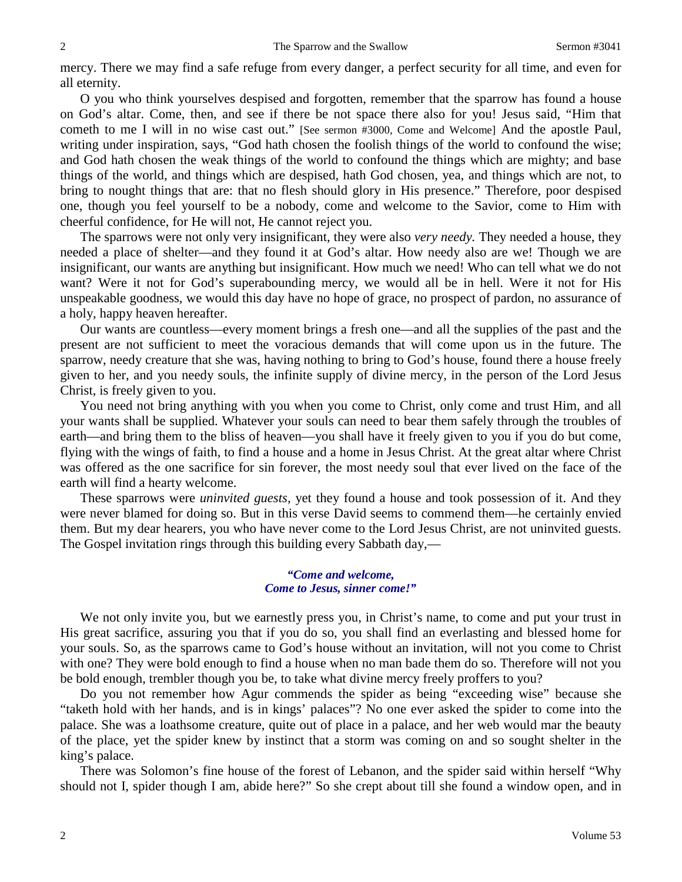mercy. There we may find a safe refuge from every danger, a perfect security for all time, and even for all eternity.

O you who think yourselves despised and forgotten, remember that the sparrow has found a house on God's altar. Come, then, and see if there be not space there also for you! Jesus said, "Him that cometh to me I will in no wise cast out." [See sermon #3000, Come and Welcome] And the apostle Paul, writing under inspiration, says, "God hath chosen the foolish things of the world to confound the wise; and God hath chosen the weak things of the world to confound the things which are mighty; and base things of the world, and things which are despised, hath God chosen, yea, and things which are not, to bring to nought things that are: that no flesh should glory in His presence." Therefore, poor despised one, though you feel yourself to be a nobody, come and welcome to the Savior, come to Him with cheerful confidence, for He will not, He cannot reject you.

The sparrows were not only very insignificant, they were also *very needy.* They needed a house, they needed a place of shelter—and they found it at God's altar. How needy also are we! Though we are insignificant, our wants are anything but insignificant. How much we need! Who can tell what we do not want? Were it not for God's superabounding mercy, we would all be in hell. Were it not for His unspeakable goodness, we would this day have no hope of grace, no prospect of pardon, no assurance of a holy, happy heaven hereafter.

Our wants are countless—every moment brings a fresh one—and all the supplies of the past and the present are not sufficient to meet the voracious demands that will come upon us in the future. The sparrow, needy creature that she was, having nothing to bring to God's house, found there a house freely given to her, and you needy souls, the infinite supply of divine mercy, in the person of the Lord Jesus Christ, is freely given to you.

You need not bring anything with you when you come to Christ, only come and trust Him, and all your wants shall be supplied. Whatever your souls can need to bear them safely through the troubles of earth—and bring them to the bliss of heaven—you shall have it freely given to you if you do but come, flying with the wings of faith, to find a house and a home in Jesus Christ. At the great altar where Christ was offered as the one sacrifice for sin forever, the most needy soul that ever lived on the face of the earth will find a hearty welcome.

These sparrows were *uninvited guests,* yet they found a house and took possession of it. And they were never blamed for doing so. But in this verse David seems to commend them—he certainly envied them. But my dear hearers, you who have never come to the Lord Jesus Christ, are not uninvited guests. The Gospel invitation rings through this building every Sabbath day,—

> ***"Come and welcome,***
> ***Come to Jesus, sinner come!"***

We not only invite you, but we earnestly press you, in Christ's name, to come and put your trust in His great sacrifice, assuring you that if you do so, you shall find an everlasting and blessed home for your souls. So, as the sparrows came to God's house without an invitation, will not you come to Christ with one? They were bold enough to find a house when no man bade them do so. Therefore will not you be bold enough, trembler though you be, to take what divine mercy freely proffers to you?

Do you not remember how Agur commends the spider as being "exceeding wise" because she "taketh hold with her hands, and is in kings' palaces"? No one ever asked the spider to come into the palace. She was a loathsome creature, quite out of place in a palace, and her web would mar the beauty of the place, yet the spider knew by instinct that a storm was coming on and so sought shelter in the king's palace.

There was Solomon's fine house of the forest of Lebanon, and the spider said within herself "Why should not I, spider though I am, abide here?" So she crept about till she found a window open, and in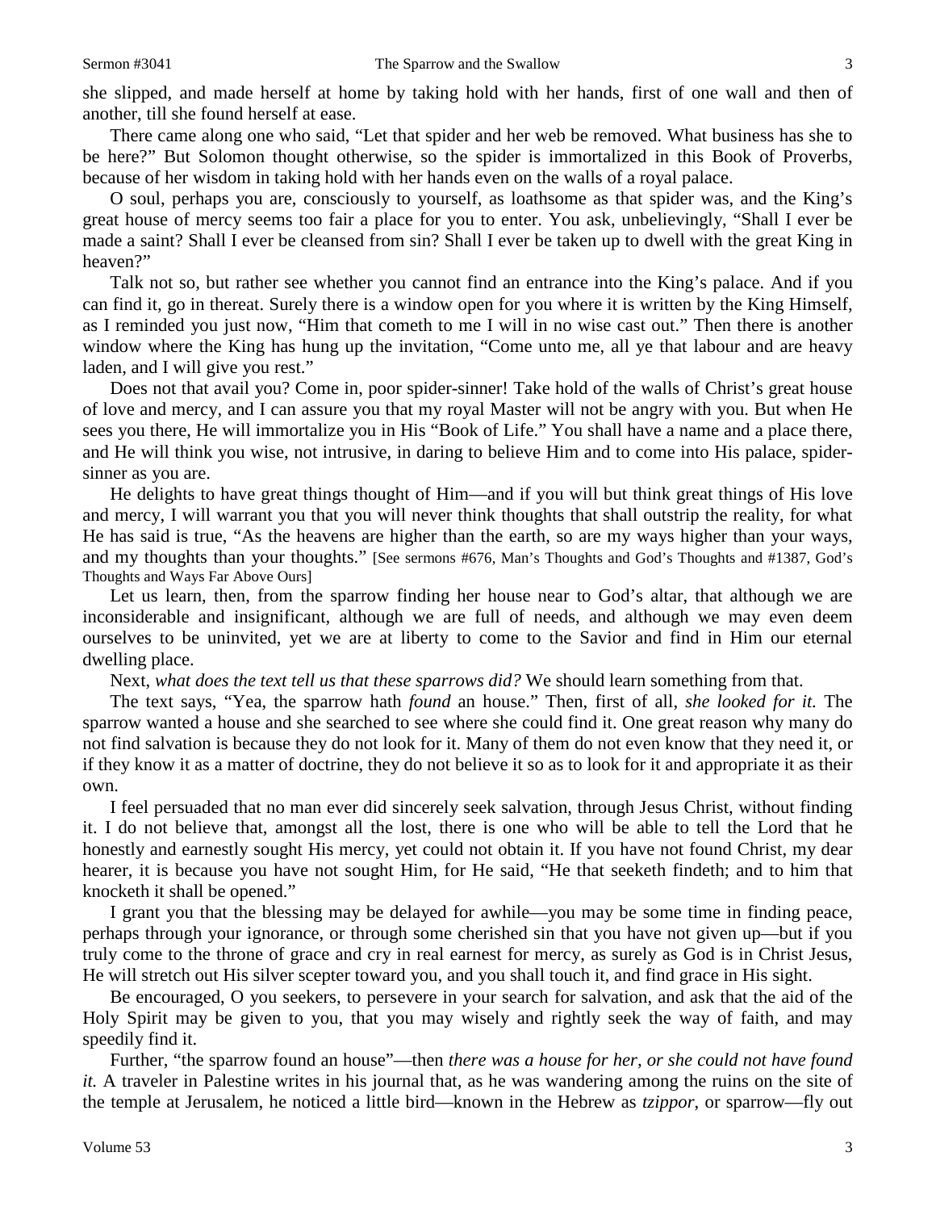she slipped, and made herself at home by taking hold with her hands, first of one wall and then of another, till she found herself at ease.

There came along one who said, "Let that spider and her web be removed. What business has she to be here?" But Solomon thought otherwise, so the spider is immortalized in this Book of Proverbs, because of her wisdom in taking hold with her hands even on the walls of a royal palace.

O soul, perhaps you are, consciously to yourself, as loathsome as that spider was, and the King's great house of mercy seems too fair a place for you to enter. You ask, unbelievingly, "Shall I ever be made a saint? Shall I ever be cleansed from sin? Shall I ever be taken up to dwell with the great King in heaven?"

Talk not so, but rather see whether you cannot find an entrance into the King's palace. And if you can find it, go in thereat. Surely there is a window open for you where it is written by the King Himself, as I reminded you just now, "Him that cometh to me I will in no wise cast out." Then there is another window where the King has hung up the invitation, "Come unto me, all ye that labour and are heavy laden, and I will give you rest."

Does not that avail you? Come in, poor spider-sinner! Take hold of the walls of Christ's great house of love and mercy, and I can assure you that my royal Master will not be angry with you. But when He sees you there, He will immortalize you in His "Book of Life." You shall have a name and a place there, and He will think you wise, not intrusive, in daring to believe Him and to come into His palace, spider-sinner as you are.

He delights to have great things thought of Him—and if you will but think great things of His love and mercy, I will warrant you that you will never think thoughts that shall outstrip the reality, for what He has said is true, "As the heavens are higher than the earth, so are my ways higher than your ways, and my thoughts than your thoughts." [See sermons #676, Man's Thoughts and God's Thoughts and #1387, God's Thoughts and Ways Far Above Ours]

Let us learn, then, from the sparrow finding her house near to God's altar, that although we are inconsiderable and insignificant, although we are full of needs, and although we may even deem ourselves to be uninvited, yet we are at liberty to come to the Savior and find in Him our eternal dwelling place.

Next, *what does the text tell us that these sparrows did?* We should learn something from that.

The text says, "Yea, the sparrow hath *found* an house." Then, first of all, *she looked for it.* The sparrow wanted a house and she searched to see where she could find it. One great reason why many do not find salvation is because they do not look for it. Many of them do not even know that they need it, or if they know it as a matter of doctrine, they do not believe it so as to look for it and appropriate it as their own.

I feel persuaded that no man ever did sincerely seek salvation, through Jesus Christ, without finding it. I do not believe that, amongst all the lost, there is one who will be able to tell the Lord that he honestly and earnestly sought His mercy, yet could not obtain it. If you have not found Christ, my dear hearer, it is because you have not sought Him, for He said, "He that seeketh findeth; and to him that knocketh it shall be opened."

I grant you that the blessing may be delayed for awhile—you may be some time in finding peace, perhaps through your ignorance, or through some cherished sin that you have not given up—but if you truly come to the throne of grace and cry in real earnest for mercy, as surely as God is in Christ Jesus, He will stretch out His silver scepter toward you, and you shall touch it, and find grace in His sight.

Be encouraged, O you seekers, to persevere in your search for salvation, and ask that the aid of the Holy Spirit may be given to you, that you may wisely and rightly seek the way of faith, and may speedily find it.

Further, "the sparrow found an house"—then *there was a house for her, or she could not have found it.* A traveler in Palestine writes in his journal that, as he was wandering among the ruins on the site of the temple at Jerusalem, he noticed a little bird—known in the Hebrew as *tzippor,* or sparrow—fly out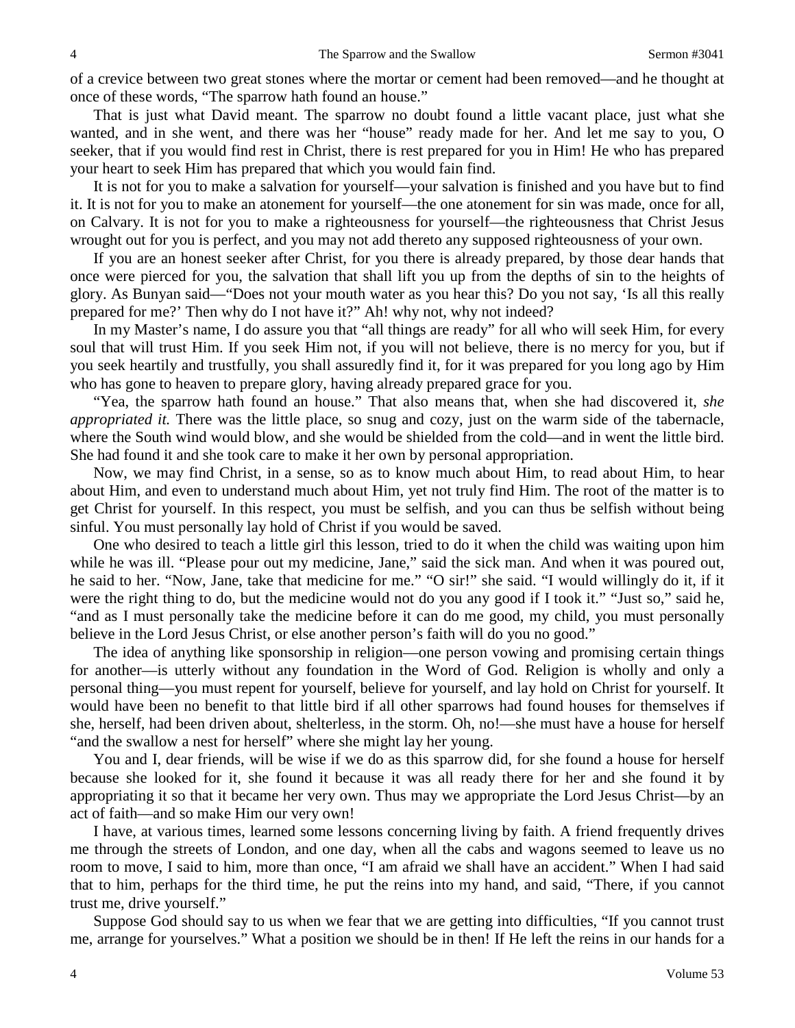of a crevice between two great stones where the mortar or cement had been removed—and he thought at once of these words, "The sparrow hath found an house."

That is just what David meant. The sparrow no doubt found a little vacant place, just what she wanted, and in she went, and there was her "house" ready made for her. And let me say to you, O seeker, that if you would find rest in Christ, there is rest prepared for you in Him! He who has prepared your heart to seek Him has prepared that which you would fain find.

It is not for you to make a salvation for yourself—your salvation is finished and you have but to find it. It is not for you to make an atonement for yourself—the one atonement for sin was made, once for all, on Calvary. It is not for you to make a righteousness for yourself—the righteousness that Christ Jesus wrought out for you is perfect, and you may not add thereto any supposed righteousness of your own.

If you are an honest seeker after Christ, for you there is already prepared, by those dear hands that once were pierced for you, the salvation that shall lift you up from the depths of sin to the heights of glory. As Bunyan said—"Does not your mouth water as you hear this? Do you not say, 'Is all this really prepared for me?' Then why do I not have it?" Ah! why not, why not indeed?

In my Master's name, I do assure you that "all things are ready" for all who will seek Him, for every soul that will trust Him. If you seek Him not, if you will not believe, there is no mercy for you, but if you seek heartily and trustfully, you shall assuredly find it, for it was prepared for you long ago by Him who has gone to heaven to prepare glory, having already prepared grace for you.

"Yea, the sparrow hath found an house." That also means that, when she had discovered it, *she appropriated it.* There was the little place, so snug and cozy, just on the warm side of the tabernacle, where the South wind would blow, and she would be shielded from the cold—and in went the little bird. She had found it and she took care to make it her own by personal appropriation.

Now, we may find Christ, in a sense, so as to know much about Him, to read about Him, to hear about Him, and even to understand much about Him, yet not truly find Him. The root of the matter is to get Christ for yourself. In this respect, you must be selfish, and you can thus be selfish without being sinful. You must personally lay hold of Christ if you would be saved.

One who desired to teach a little girl this lesson, tried to do it when the child was waiting upon him while he was ill. "Please pour out my medicine, Jane," said the sick man. And when it was poured out, he said to her. "Now, Jane, take that medicine for me." "O sir!" she said. "I would willingly do it, if it were the right thing to do, but the medicine would not do you any good if I took it." "Just so," said he, "and as I must personally take the medicine before it can do me good, my child, you must personally believe in the Lord Jesus Christ, or else another person's faith will do you no good."

The idea of anything like sponsorship in religion—one person vowing and promising certain things for another—is utterly without any foundation in the Word of God. Religion is wholly and only a personal thing—you must repent for yourself, believe for yourself, and lay hold on Christ for yourself. It would have been no benefit to that little bird if all other sparrows had found houses for themselves if she, herself, had been driven about, shelterless, in the storm. Oh, no!—she must have a house for herself "and the swallow a nest for herself" where she might lay her young.

You and I, dear friends, will be wise if we do as this sparrow did, for she found a house for herself because she looked for it, she found it because it was all ready there for her and she found it by appropriating it so that it became her very own. Thus may we appropriate the Lord Jesus Christ—by an act of faith—and so make Him our very own!

I have, at various times, learned some lessons concerning living by faith. A friend frequently drives me through the streets of London, and one day, when all the cabs and wagons seemed to leave us no room to move, I said to him, more than once, "I am afraid we shall have an accident." When I had said that to him, perhaps for the third time, he put the reins into my hand, and said, "There, if you cannot trust me, drive yourself."

Suppose God should say to us when we fear that we are getting into difficulties, "If you cannot trust me, arrange for yourselves." What a position we should be in then! If He left the reins in our hands for a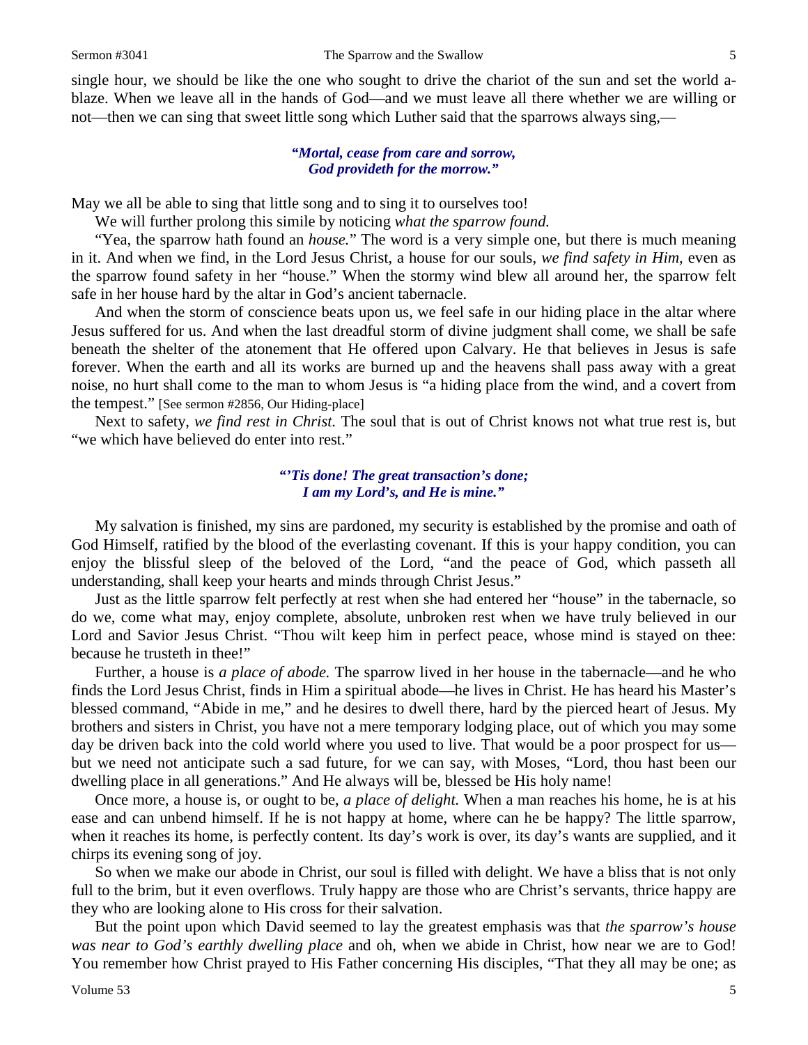single hour, we should be like the one who sought to drive the chariot of the sun and set the world a-blaze. When we leave all in the hands of God—and we must leave all there whether we are willing or not—then we can sing that sweet little song which Luther said that the sparrows always sing,—

> ***"Mortal, cease from care and sorrow,***
> ***God provideth for the morrow."***

May we all be able to sing that little song and to sing it to ourselves too!

We will further prolong this simile by noticing *what the sparrow found.*

"Yea, the sparrow hath found an *house.*" The word is a very simple one, but there is much meaning in it. And when we find, in the Lord Jesus Christ, a house for our souls, *we find safety in Him,* even as the sparrow found safety in her "house." When the stormy wind blew all around her, the sparrow felt safe in her house hard by the altar in God's ancient tabernacle.

And when the storm of conscience beats upon us, we feel safe in our hiding place in the altar where Jesus suffered for us. And when the last dreadful storm of divine judgment shall come, we shall be safe beneath the shelter of the atonement that He offered upon Calvary. He that believes in Jesus is safe forever. When the earth and all its works are burned up and the heavens shall pass away with a great noise, no hurt shall come to the man to whom Jesus is "a hiding place from the wind, and a covert from the tempest." [See sermon #2856, Our Hiding-place]

Next to safety, *we find rest in Christ.* The soul that is out of Christ knows not what true rest is, but "we which have believed do enter into rest."

> ***"'Tis done! The great transaction's done;***
> ***I am my Lord's, and He is mine."***

My salvation is finished, my sins are pardoned, my security is established by the promise and oath of God Himself, ratified by the blood of the everlasting covenant. If this is your happy condition, you can enjoy the blissful sleep of the beloved of the Lord, "and the peace of God, which passeth all understanding, shall keep your hearts and minds through Christ Jesus."

Just as the little sparrow felt perfectly at rest when she had entered her "house" in the tabernacle, so do we, come what may, enjoy complete, absolute, unbroken rest when we have truly believed in our Lord and Savior Jesus Christ. "Thou wilt keep him in perfect peace, whose mind is stayed on thee: because he trusteth in thee!"

Further, a house is *a place of abode.* The sparrow lived in her house in the tabernacle—and he who finds the Lord Jesus Christ, finds in Him a spiritual abode—he lives in Christ. He has heard his Master's blessed command, "Abide in me," and he desires to dwell there, hard by the pierced heart of Jesus. My brothers and sisters in Christ, you have not a mere temporary lodging place, out of which you may some day be driven back into the cold world where you used to live. That would be a poor prospect for us—but we need not anticipate such a sad future, for we can say, with Moses, "Lord, thou hast been our dwelling place in all generations." And He always will be, blessed be His holy name!

Once more, a house is, or ought to be, *a place of delight.* When a man reaches his home, he is at his ease and can unbend himself. If he is not happy at home, where can he be happy? The little sparrow, when it reaches its home, is perfectly content. Its day's work is over, its day's wants are supplied, and it chirps its evening song of joy.

So when we make our abode in Christ, our soul is filled with delight. We have a bliss that is not only full to the brim, but it even overflows. Truly happy are those who are Christ's servants, thrice happy are they who are looking alone to His cross for their salvation.

But the point upon which David seemed to lay the greatest emphasis was that *the sparrow's house was near to God's earthly dwelling place* and oh, when we abide in Christ, how near we are to God! You remember how Christ prayed to His Father concerning His disciples, "That they all may be one; as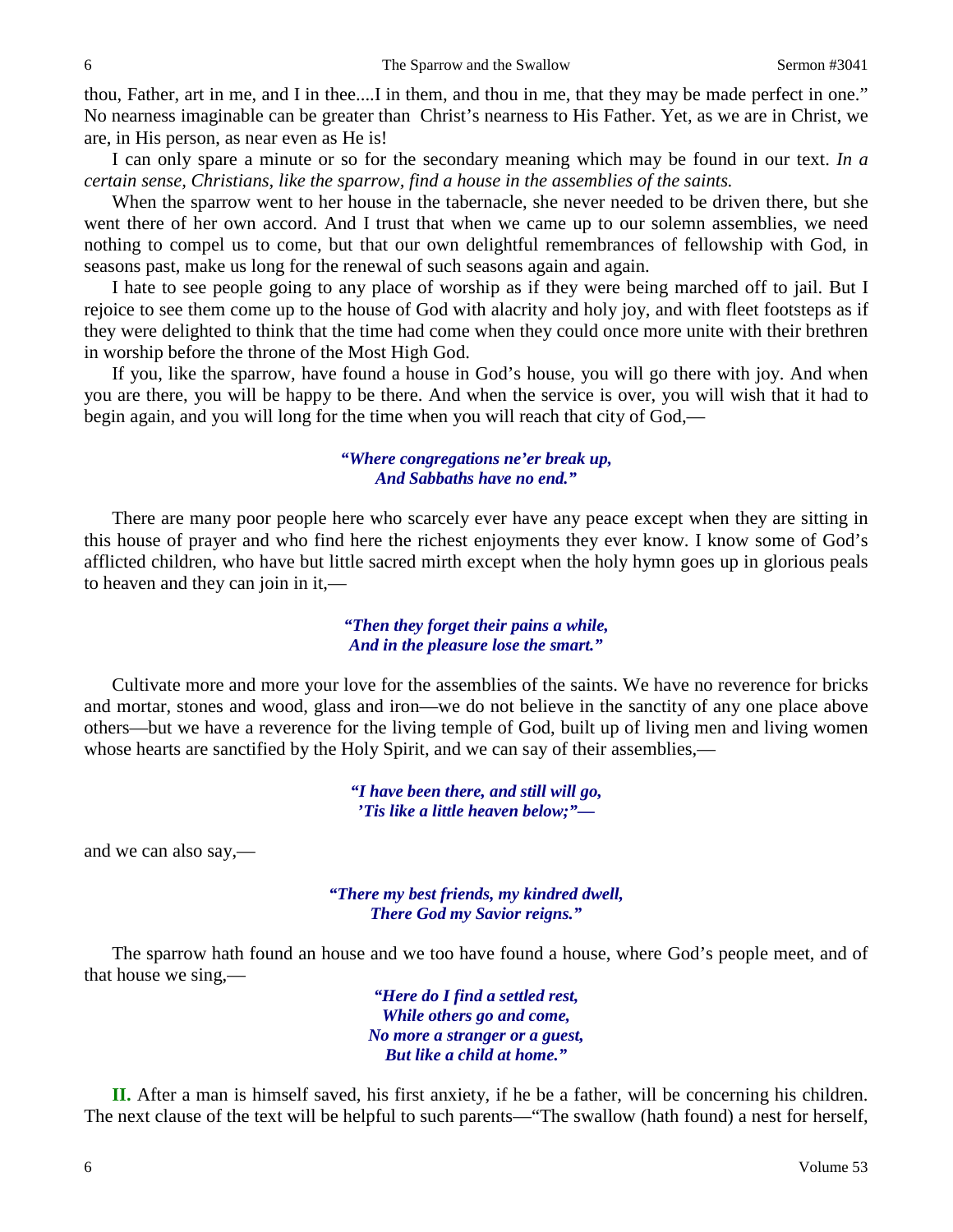thou, Father, art in me, and I in thee....I in them, and thou in me, that they may be made perfect in one." No nearness imaginable can be greater than Christ's nearness to His Father. Yet, as we are in Christ, we are, in His person, as near even as He is!

I can only spare a minute or so for the secondary meaning which may be found in our text. *In a certain sense, Christians, like the sparrow, find a house in the assemblies of the saints.*

When the sparrow went to her house in the tabernacle, she never needed to be driven there, but she went there of her own accord. And I trust that when we came up to our solemn assemblies, we need nothing to compel us to come, but that our own delightful remembrances of fellowship with God, in seasons past, make us long for the renewal of such seasons again and again.

I hate to see people going to any place of worship as if they were being marched off to jail. But I rejoice to see them come up to the house of God with alacrity and holy joy, and with fleet footsteps as if they were delighted to think that the time had come when they could once more unite with their brethren in worship before the throne of the Most High God.

If you, like the sparrow, have found a house in God's house, you will go there with joy. And when you are there, you will be happy to be there. And when the service is over, you will wish that it had to begin again, and you will long for the time when you will reach that city of God,—

> ***"Where congregations ne'er break up,***
> ***And Sabbaths have no end."***

There are many poor people here who scarcely ever have any peace except when they are sitting in this house of prayer and who find here the richest enjoyments they ever know. I know some of God's afflicted children, who have but little sacred mirth except when the holy hymn goes up in glorious peals to heaven and they can join in it,—

> ***"Then they forget their pains a while,***
> ***And in the pleasure lose the smart."***

Cultivate more and more your love for the assemblies of the saints. We have no reverence for bricks and mortar, stones and wood, glass and iron—we do not believe in the sanctity of any one place above others—but we have a reverence for the living temple of God, built up of living men and living women whose hearts are sanctified by the Holy Spirit, and we can say of their assemblies,—

> ***"I have been there, and still will go,***
> ***'Tis like a little heaven below;"—***

and we can also say,—

> ***"There my best friends, my kindred dwell,***
> ***There God my Savior reigns."***

The sparrow hath found an house and we too have found a house, where God's people meet, and of that house we sing,—

> ***"Here do I find a settled rest,***
> ***While others go and come,***
> ***No more a stranger or a guest,***
> ***But like a child at home."***

**II.** After a man is himself saved, his first anxiety, if he be a father, will be concerning his children. The next clause of the text will be helpful to such parents—"The swallow (hath found) a nest for herself,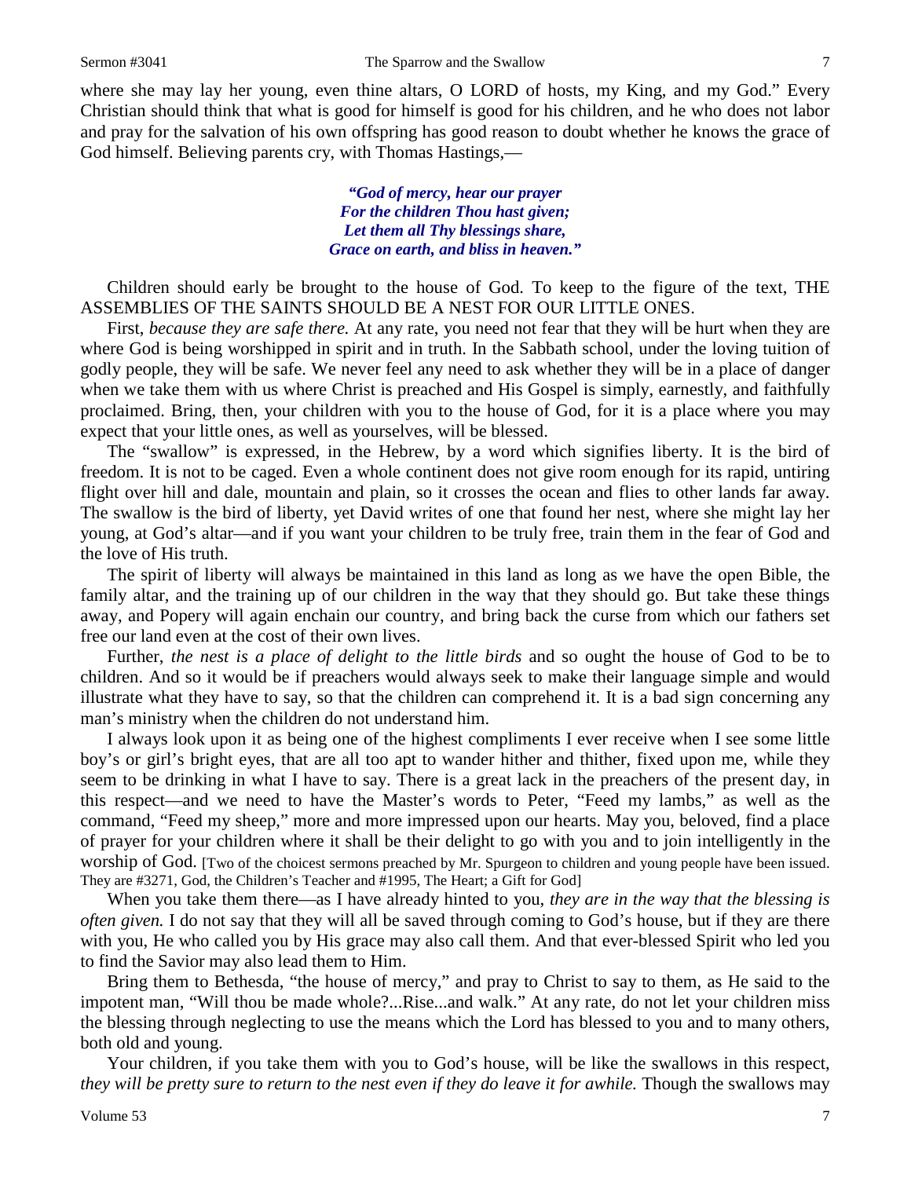where she may lay her young, even thine altars, O LORD of hosts, my King, and my God." Every Christian should think that what is good for himself is good for his children, and he who does not labor and pray for the salvation of his own offspring has good reason to doubt whether he knows the grace of God himself. Believing parents cry, with Thomas Hastings,—

> ***"God of mercy, hear our prayer***
> ***For the children Thou hast given;***
> ***Let them all Thy blessings share,***
> ***Grace on earth, and bliss in heaven."***

Children should early be brought to the house of God. To keep to the figure of the text, THE ASSEMBLIES OF THE SAINTS SHOULD BE A NEST FOR OUR LITTLE ONES.

First, *because they are safe there.* At any rate, you need not fear that they will be hurt when they are where God is being worshipped in spirit and in truth. In the Sabbath school, under the loving tuition of godly people, they will be safe. We never feel any need to ask whether they will be in a place of danger when we take them with us where Christ is preached and His Gospel is simply, earnestly, and faithfully proclaimed. Bring, then, your children with you to the house of God, for it is a place where you may expect that your little ones, as well as yourselves, will be blessed.

The "swallow" is expressed, in the Hebrew, by a word which signifies liberty. It is the bird of freedom. It is not to be caged. Even a whole continent does not give room enough for its rapid, untiring flight over hill and dale, mountain and plain, so it crosses the ocean and flies to other lands far away. The swallow is the bird of liberty, yet David writes of one that found her nest, where she might lay her young, at God's altar—and if you want your children to be truly free, train them in the fear of God and the love of His truth.

The spirit of liberty will always be maintained in this land as long as we have the open Bible, the family altar, and the training up of our children in the way that they should go. But take these things away, and Popery will again enchain our country, and bring back the curse from which our fathers set free our land even at the cost of their own lives.

Further, *the nest is a place of delight to the little birds* and so ought the house of God to be to children. And so it would be if preachers would always seek to make their language simple and would illustrate what they have to say, so that the children can comprehend it. It is a bad sign concerning any man's ministry when the children do not understand him.

I always look upon it as being one of the highest compliments I ever receive when I see some little boy's or girl's bright eyes, that are all too apt to wander hither and thither, fixed upon me, while they seem to be drinking in what I have to say. There is a great lack in the preachers of the present day, in this respect—and we need to have the Master's words to Peter, "Feed my lambs," as well as the command, "Feed my sheep," more and more impressed upon our hearts. May you, beloved, find a place of prayer for your children where it shall be their delight to go with you and to join intelligently in the worship of God. [Two of the choicest sermons preached by Mr. Spurgeon to children and young people have been issued. They are #3271, God, the Children's Teacher and #1995, The Heart; a Gift for God]

When you take them there—as I have already hinted to you, *they are in the way that the blessing is often given.* I do not say that they will all be saved through coming to God's house, but if they are there with you, He who called you by His grace may also call them. And that ever-blessed Spirit who led you to find the Savior may also lead them to Him.

Bring them to Bethesda, "the house of mercy," and pray to Christ to say to them, as He said to the impotent man, "Will thou be made whole?...Rise...and walk." At any rate, do not let your children miss the blessing through neglecting to use the means which the Lord has blessed to you and to many others, both old and young.

Your children, if you take them with you to God's house, will be like the swallows in this respect, *they will be pretty sure to return to the nest even if they do leave it for awhile.* Though the swallows may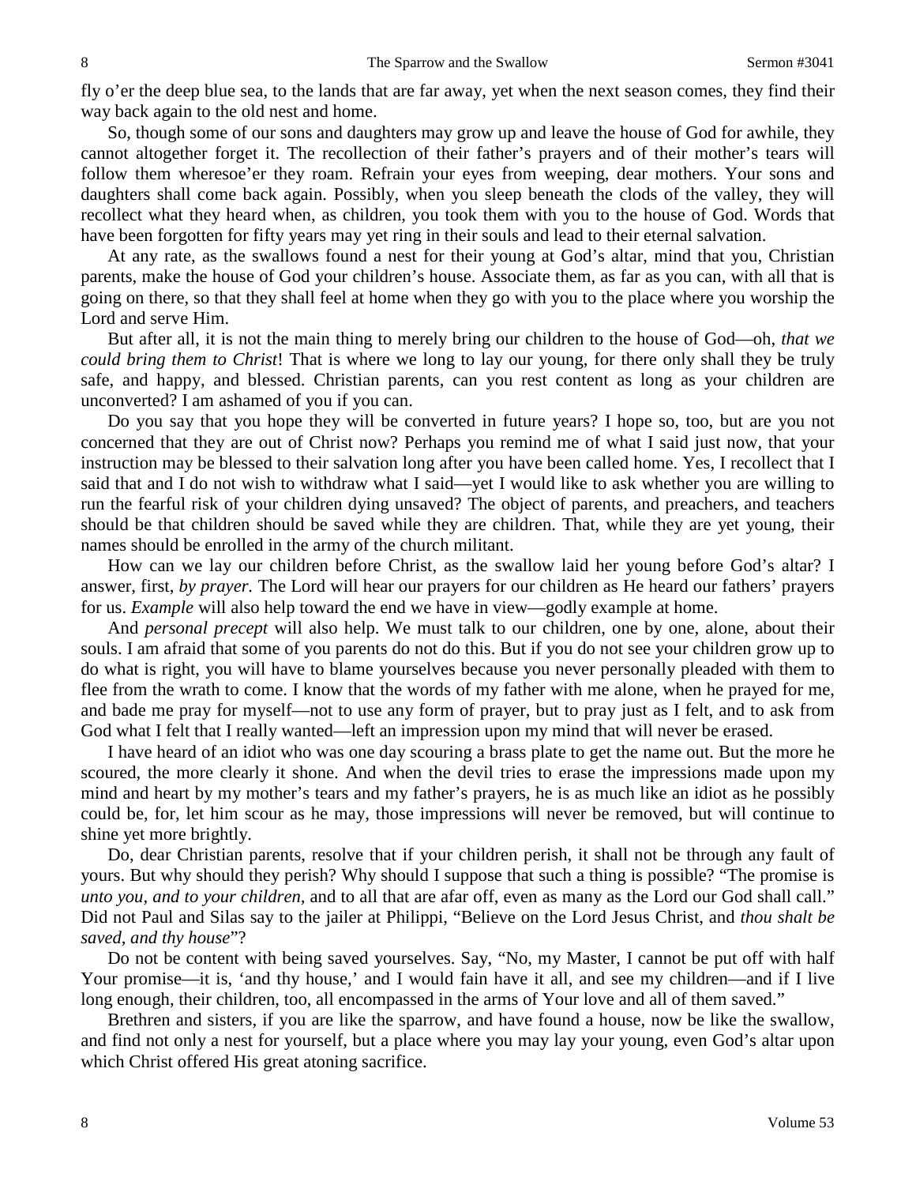fly o'er the deep blue sea, to the lands that are far away, yet when the next season comes, they find their way back again to the old nest and home.

So, though some of our sons and daughters may grow up and leave the house of God for awhile, they cannot altogether forget it. The recollection of their father's prayers and of their mother's tears will follow them wheresoe'er they roam. Refrain your eyes from weeping, dear mothers. Your sons and daughters shall come back again. Possibly, when you sleep beneath the clods of the valley, they will recollect what they heard when, as children, you took them with you to the house of God. Words that have been forgotten for fifty years may yet ring in their souls and lead to their eternal salvation.

At any rate, as the swallows found a nest for their young at God's altar, mind that you, Christian parents, make the house of God your children's house. Associate them, as far as you can, with all that is going on there, so that they shall feel at home when they go with you to the place where you worship the Lord and serve Him.

But after all, it is not the main thing to merely bring our children to the house of God—oh, *that we could bring them to Christ*! That is where we long to lay our young, for there only shall they be truly safe, and happy, and blessed. Christian parents, can you rest content as long as your children are unconverted? I am ashamed of you if you can.

Do you say that you hope they will be converted in future years? I hope so, too, but are you not concerned that they are out of Christ now? Perhaps you remind me of what I said just now, that your instruction may be blessed to their salvation long after you have been called home. Yes, I recollect that I said that and I do not wish to withdraw what I said—yet I would like to ask whether you are willing to run the fearful risk of your children dying unsaved? The object of parents, and preachers, and teachers should be that children should be saved while they are children. That, while they are yet young, their names should be enrolled in the army of the church militant.

How can we lay our children before Christ, as the swallow laid her young before God's altar? I answer, first, *by prayer*. The Lord will hear our prayers for our children as He heard our fathers' prayers for us. *Example* will also help toward the end we have in view—godly example at home.

And *personal precept* will also help. We must talk to our children, one by one, alone, about their souls. I am afraid that some of you parents do not do this. But if you do not see your children grow up to do what is right, you will have to blame yourselves because you never personally pleaded with them to flee from the wrath to come. I know that the words of my father with me alone, when he prayed for me, and bade me pray for myself—not to use any form of prayer, but to pray just as I felt, and to ask from God what I felt that I really wanted—left an impression upon my mind that will never be erased.

I have heard of an idiot who was one day scouring a brass plate to get the name out. But the more he scoured, the more clearly it shone. And when the devil tries to erase the impressions made upon my mind and heart by my mother's tears and my father's prayers, he is as much like an idiot as he possibly could be, for, let him scour as he may, those impressions will never be removed, but will continue to shine yet more brightly.

Do, dear Christian parents, resolve that if your children perish, it shall not be through any fault of yours. But why should they perish? Why should I suppose that such a thing is possible? "The promise is *unto you, and to your children,* and to all that are afar off, even as many as the Lord our God shall call." Did not Paul and Silas say to the jailer at Philippi, "Believe on the Lord Jesus Christ, and *thou shalt be saved, and thy house*"?

Do not be content with being saved yourselves. Say, "No, my Master, I cannot be put off with half Your promise—it is, 'and thy house,' and I would fain have it all, and see my children—and if I live long enough, their children, too, all encompassed in the arms of Your love and all of them saved."

Brethren and sisters, if you are like the sparrow, and have found a house, now be like the swallow, and find not only a nest for yourself, but a place where you may lay your young, even God's altar upon which Christ offered His great atoning sacrifice.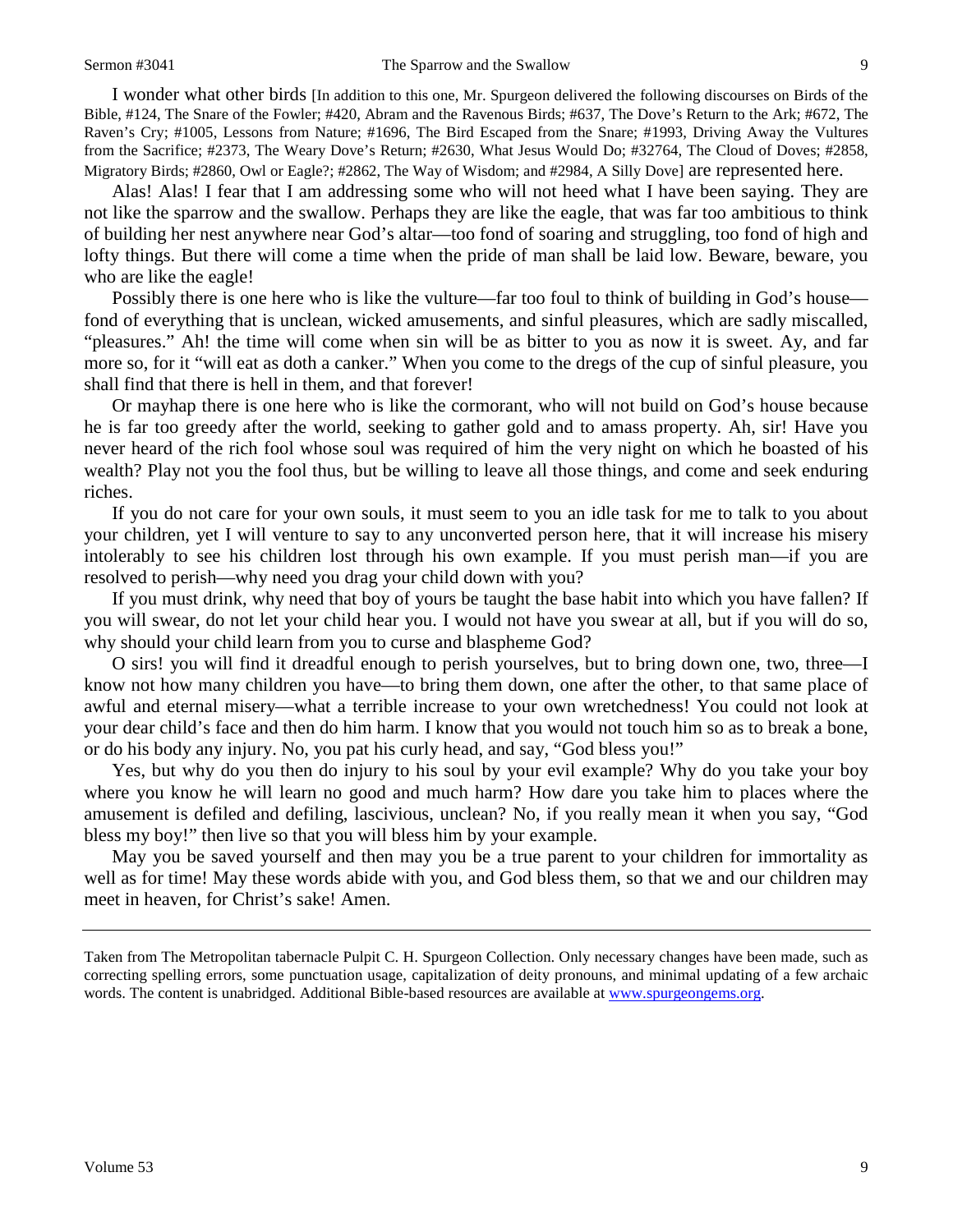I wonder what other birds [In addition to this one, Mr. Spurgeon delivered the following discourses on Birds of the Bible, #124, The Snare of the Fowler; #420, Abram and the Ravenous Birds; #637, The Dove's Return to the Ark; #672, The Raven's Cry; #1005, Lessons from Nature; #1696, The Bird Escaped from the Snare; #1993, Driving Away the Vultures from the Sacrifice; #2373, The Weary Dove's Return; #2630, What Jesus Would Do; #32764, The Cloud of Doves; #2858, Migratory Birds; #2860, Owl or Eagle?; #2862, The Way of Wisdom; and #2984, A Silly Dove] are represented here.

Alas! Alas! I fear that I am addressing some who will not heed what I have been saying. They are not like the sparrow and the swallow. Perhaps they are like the eagle, that was far too ambitious to think of building her nest anywhere near God's altar—too fond of soaring and struggling, too fond of high and lofty things. But there will come a time when the pride of man shall be laid low. Beware, beware, you who are like the eagle!

Possibly there is one here who is like the vulture—far too foul to think of building in God's house—fond of everything that is unclean, wicked amusements, and sinful pleasures, which are sadly miscalled, "pleasures." Ah! the time will come when sin will be as bitter to you as now it is sweet. Ay, and far more so, for it "will eat as doth a canker." When you come to the dregs of the cup of sinful pleasure, you shall find that there is hell in them, and that forever!

Or mayhap there is one here who is like the cormorant, who will not build on God's house because he is far too greedy after the world, seeking to gather gold and to amass property. Ah, sir! Have you never heard of the rich fool whose soul was required of him the very night on which he boasted of his wealth? Play not you the fool thus, but be willing to leave all those things, and come and seek enduring riches.

If you do not care for your own souls, it must seem to you an idle task for me to talk to you about your children, yet I will venture to say to any unconverted person here, that it will increase his misery intolerably to see his children lost through his own example. If you must perish man—if you are resolved to perish—why need you drag your child down with you?

If you must drink, why need that boy of yours be taught the base habit into which you have fallen? If you will swear, do not let your child hear you. I would not have you swear at all, but if you will do so, why should your child learn from you to curse and blaspheme God?

O sirs! you will find it dreadful enough to perish yourselves, but to bring down one, two, three—I know not how many children you have—to bring them down, one after the other, to that same place of awful and eternal misery—what a terrible increase to your own wretchedness! You could not look at your dear child's face and then do him harm. I know that you would not touch him so as to break a bone, or do his body any injury. No, you pat his curly head, and say, "God bless you!"

Yes, but why do you then do injury to his soul by your evil example? Why do you take your boy where you know he will learn no good and much harm? How dare you take him to places where the amusement is defiled and defiling, lascivious, unclean? No, if you really mean it when you say, "God bless my boy!" then live so that you will bless him by your example.

May you be saved yourself and then may you be a true parent to your children for immortality as well as for time! May these words abide with you, and God bless them, so that we and our children may meet in heaven, for Christ's sake! Amen.

---

Taken from The Metropolitan tabernacle Pulpit C. H. Spurgeon Collection. Only necessary changes have been made, such as correcting spelling errors, some punctuation usage, capitalization of deity pronouns, and minimal updating of a few archaic words. The content is unabridged. Additional Bible-based resources are available at www.spurgeongems.org.